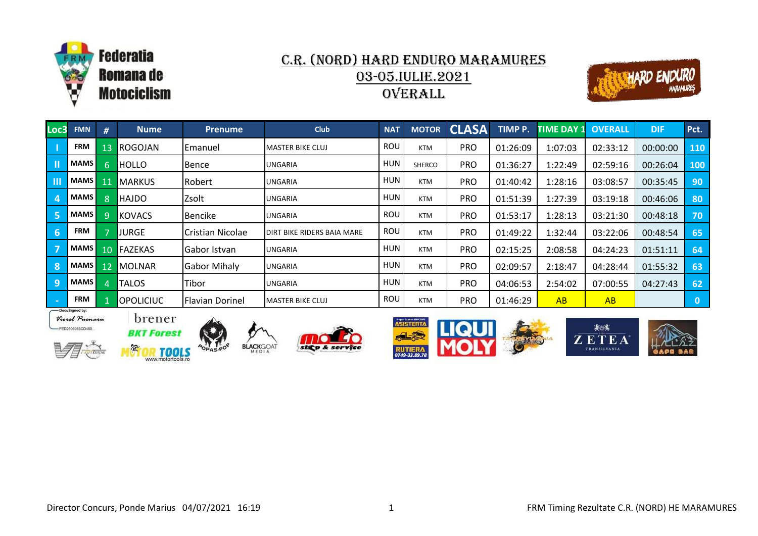Federatia Romana de Motociclism

# C.R. (NORD) HARD ENDURO MARAMURES

## 03-05.IULIE.2021

## OVERALL

| Loc3 | FMN | # | Nume | Prenume | Club | NAT | MOTOR | CLASA | TIMP P. | TIME DAY 1 | OVERALL | DIF | Pct. |
|---|---|---|---|---|---|---|---|---|---|---|---|---|---|
| I | FRM | 13 | ROGOJAN | Emanuel | MASTER BIKE CLUJ | ROU | KTM | PRO | 01:26:09 | 1:07:03 | 02:33:12 | 00:00:00 | 110 |
| II | MAMS | 6 | HOLLO | Bence | UNGARIA | HUN | SHERCO | PRO | 01:36:27 | 1:22:49 | 02:59:16 | 00:26:04 | 100 |
| III | MAMS | 11 | MARKUS | Robert | UNGARIA | HUN | KTM | PRO | 01:40:42 | 1:28:16 | 03:08:57 | 00:35:45 | 90 |
| 4 | MAMS | 8 | HAJDO | Zsolt | UNGARIA | HUN | KTM | PRO | 01:51:39 | 1:27:39 | 03:19:18 | 00:46:06 | 80 |
| 5 | MAMS | 9 | KOVACS | Bencike | UNGARIA | ROU | KTM | PRO | 01:53:17 | 1:28:13 | 03:21:30 | 00:48:18 | 70 |
| 6 | FRM | 7 | JURGE | Cristian Nicolae | DIRT BIKE RIDERS BAIA MARE | ROU | KTM | PRO | 01:49:22 | 1:32:44 | 03:22:06 | 00:48:54 | 65 |
| 7 | MAMS | 10 | FAZEKAS | Gabor Istvan | UNGARIA | HUN | KTM | PRO | 02:15:25 | 2:08:58 | 04:24:23 | 01:51:11 | 64 |
| 8 | MAMS | 12 | MOLNAR | Gabor Mihaly | UNGARIA | HUN | KTM | PRO | 02:09:57 | 2:18:47 | 04:28:44 | 01:55:32 | 63 |
| 9 | MAMS | 4 | TALOS | Tibor | UNGARIA | HUN | KTM | PRO | 04:06:53 | 2:54:02 | 07:00:55 | 04:27:43 | 62 |
| - | FRM | 1 | OPOLICIUC | Flavian Dorinel | MASTER BIKE CLUJ | ROU | KTM | PRO | 01:46:29 | AB | AB | | 0 |

DocuSigned by: Viorel Puenaru FED2696985CD450...

Director Concurs, Ponde Marius 04/07/2021 16:19

FRM Timing Rezultate C.R. (NORD) HE MARAMURES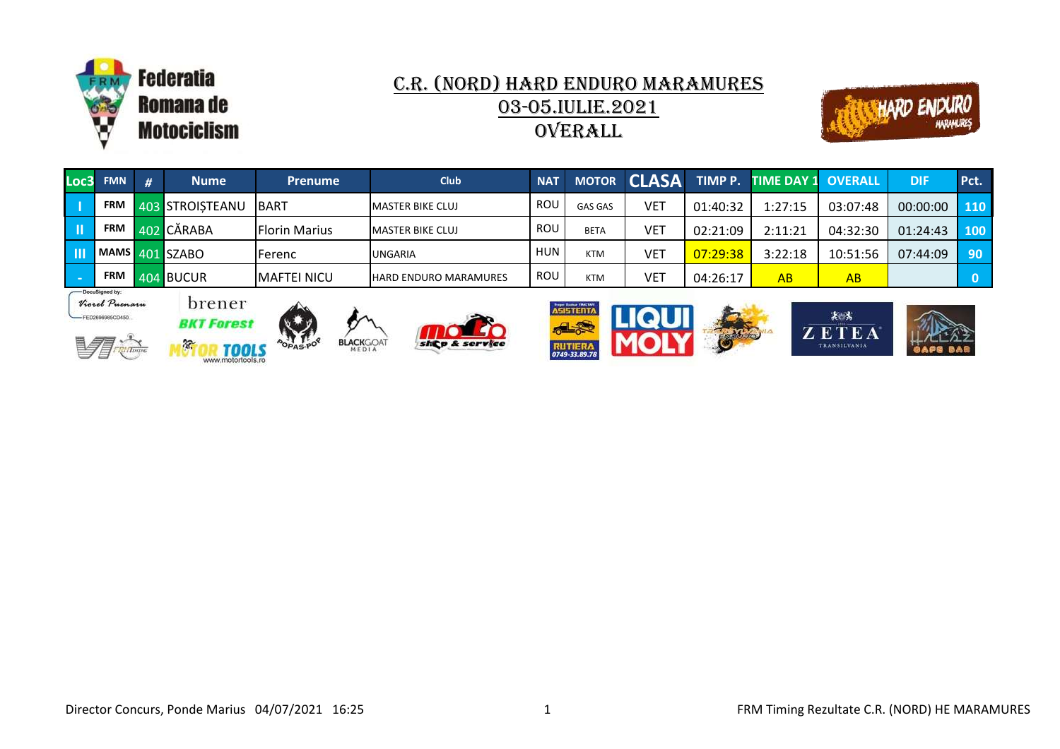Federatia Romana de Motociclism

# C.R. (NORD) HARD ENDURO MARAMURES

## 03-05.IULIE.2021

## OVERALL

| Loc3 | FMN | # | Nume | Prenume | Club | NAT | MOTOR | CLASA | TIMP P. | TIME DAY 1 | OVERALL | DIF | Pct. |
|---|---|---|---|---|---|---|---|---|---|---|---|---|---|
| I | FRM | 403 | STROIȘTEANU | BART | MASTER BIKE CLUJ | ROU | GAS GAS | VET | 01:40:32 | 1:27:15 | 03:07:48 | 00:00:00 | 110 |
| II | FRM | 402 | CĂRABA | Florin Marius | MASTER BIKE CLUJ | ROU | BETA | VET | 02:21:09 | 2:11:21 | 04:32:30 | 01:24:43 | 100 |
| III | MAMS | 401 | SZABO | Ferenc | UNGARIA | HUN | KTM | VET | 07:29:38 | 3:22:18 | 10:51:56 | 07:44:09 | 90 |
| - | FRM | 404 | BUCUR | MAFTEI NICU | HARD ENDURO MARAMURES | ROU | KTM | VET | 04:26:17 | AB | AB | | 0 |

DocuSigned by: Viorel Pucnaru FED2696985CD450...

brener BKT Forest MOTOR TOOLS www.motortools.ro POPAS-POP BLACKGOAT MEDIA moto shop & service ASISTENTA RUTIERA 0749-33.89.78 LIQUI MOLY ZETEA TRANSILVANIA HALLAZ CAFE BAR

Director Concurs, Ponde Marius 04/07/2021 16:25

FRM Timing Rezultate C.R. (NORD) HE MARAMURES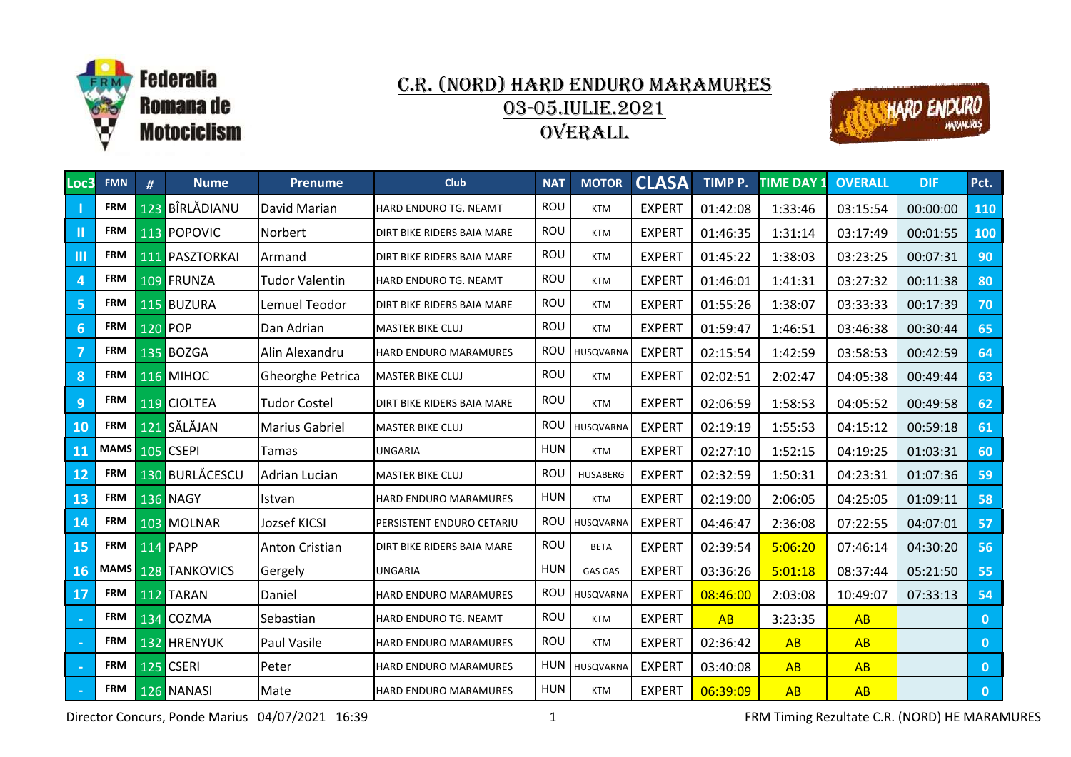Federatia Romana de Motociclism

# C.R. (NORD) HARD ENDURO MARAMURES
## 03-05.IULIE.2021
## OVERALL

| Loc3 | FMN | # | Nume | Prenume | Club | NAT | MOTOR | CLASA | TIMP P. | TIME DAY 1 | OVERALL | DIF | Pct. |
|---|---|---|---|---|---|---|---|---|---|---|---|---|---|
| I | FRM | 123 | BÎRLĂDIANU | David Marian | HARD ENDURO TG. NEAMT | ROU | KTM | EXPERT | 01:42:08 | 1:33:46 | 03:15:54 | 00:00:00 | 110 |
| II | FRM | 113 | POPOVIC | Norbert | DIRT BIKE RIDERS BAIA MARE | ROU | KTM | EXPERT | 01:46:35 | 1:31:14 | 03:17:49 | 00:01:55 | 100 |
| III | FRM | 111 | PASZTORKAI | Armand | DIRT BIKE RIDERS BAIA MARE | ROU | KTM | EXPERT | 01:45:22 | 1:38:03 | 03:23:25 | 00:07:31 | 90 |
| 4 | FRM | 109 | FRUNZA | Tudor Valentin | HARD ENDURO TG. NEAMT | ROU | KTM | EXPERT | 01:46:01 | 1:41:31 | 03:27:32 | 00:11:38 | 80 |
| 5 | FRM | 115 | BUZURA | Lemuel Teodor | DIRT BIKE RIDERS BAIA MARE | ROU | KTM | EXPERT | 01:55:26 | 1:38:07 | 03:33:33 | 00:17:39 | 70 |
| 6 | FRM | 120 | POP | Dan Adrian | MASTER BIKE CLUJ | ROU | KTM | EXPERT | 01:59:47 | 1:46:51 | 03:46:38 | 00:30:44 | 65 |
| 7 | FRM | 135 | BOZGA | Alin Alexandru | HARD ENDURO MARAMURES | ROU | HUSQVARNA | EXPERT | 02:15:54 | 1:42:59 | 03:58:53 | 00:42:59 | 64 |
| 8 | FRM | 116 | MIHOC | Gheorghe Petrica | MASTER BIKE CLUJ | ROU | KTM | EXPERT | 02:02:51 | 2:02:47 | 04:05:38 | 00:49:44 | 63 |
| 9 | FRM | 119 | CIOLTEA | Tudor Costel | DIRT BIKE RIDERS BAIA MARE | ROU | KTM | EXPERT | 02:06:59 | 1:58:53 | 04:05:52 | 00:49:58 | 62 |
| 10 | FRM | 121 | SĂLĂJAN | Marius Gabriel | MASTER BIKE CLUJ | ROU | HUSQVARNA | EXPERT | 02:19:19 | 1:55:53 | 04:15:12 | 00:59:18 | 61 |
| 11 | MAMS | 105 | CSEPI | Tamas | UNGARIA | HUN | KTM | EXPERT | 02:27:10 | 1:52:15 | 04:19:25 | 01:03:31 | 60 |
| 12 | FRM | 130 | BURLĂCESCU | Adrian Lucian | MASTER BIKE CLUJ | ROU | HUSABERG | EXPERT | 02:32:59 | 1:50:31 | 04:23:31 | 01:07:36 | 59 |
| 13 | FRM | 136 | NAGY | Istvan | HARD ENDURO MARAMURES | HUN | KTM | EXPERT | 02:19:00 | 2:06:05 | 04:25:05 | 01:09:11 | 58 |
| 14 | FRM | 103 | MOLNAR | Jozsef KICSI | PERSISTENT ENDURO CETARIU | ROU | HUSQVARNA | EXPERT | 04:46:47 | 2:36:08 | 07:22:55 | 04:07:01 | 57 |
| 15 | FRM | 114 | PAPP | Anton Cristian | DIRT BIKE RIDERS BAIA MARE | ROU | BETA | EXPERT | 02:39:54 | 5:06:20 | 07:46:14 | 04:30:20 | 56 |
| 16 | MAMS | 128 | TANKOVICS | Gergely | UNGARIA | HUN | GAS GAS | EXPERT | 03:36:26 | 5:01:18 | 08:37:44 | 05:21:50 | 55 |
| 17 | FRM | 112 | TARAN | Daniel | HARD ENDURO MARAMURES | ROU | HUSQVARNA | EXPERT | 08:46:00 | 2:03:08 | 10:49:07 | 07:33:13 | 54 |
| - | FRM | 134 | COZMA | Sebastian | HARD ENDURO TG. NEAMT | ROU | KTM | EXPERT | AB | 3:23:35 | AB | | 0 |
| - | FRM | 132 | HRENYUK | Paul Vasile | HARD ENDURO MARAMURES | ROU | KTM | EXPERT | 02:36:42 | AB | AB | | 0 |
| - | FRM | 125 | CSERI | Peter | HARD ENDURO MARAMURES | HUN | HUSQVARNA | EXPERT | 03:40:08 | AB | AB | | 0 |
| - | FRM | 126 | NANASI | Mate | HARD ENDURO MARAMURES | HUN | KTM | EXPERT | 06:39:09 | AB | AB | | 0 |

Director Concurs, Ponde Marius 04/07/2021 16:39

FRM Timing Rezultate C.R. (NORD) HE MARAMURES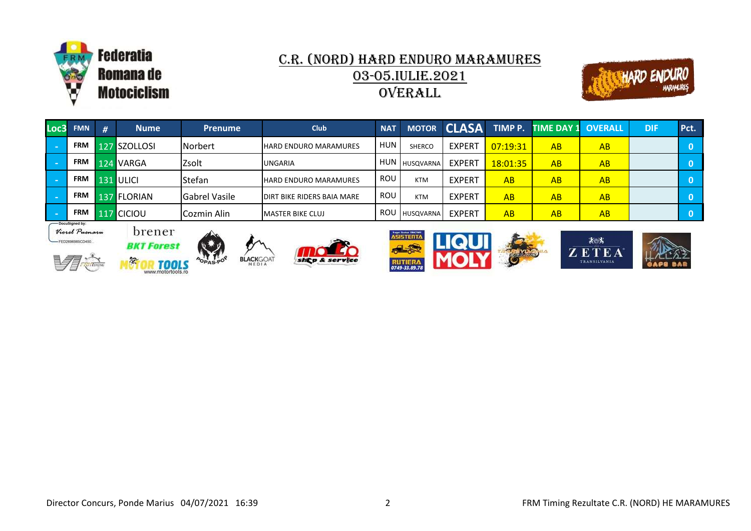Federatia Romana de Motociclism

# C.R. (NORD) HARD ENDURO MARAMURES

## 03-05.IULIE.2021

## OVERALL

| Loc3 | FMN | # | Nume | Prenume | Club | NAT | MOTOR | CLASA | TIMP P. | TIME DAY 1 | OVERALL | DIF | Pct. |
|---|---|---|---|---|---|---|---|---|---|---|---|---|---|
| - | FRM | 127 | SZOLLOSI | Norbert | HARD ENDURO MARAMURES | HUN | SHERCO | EXPERT | 07:19:31 | AB | AB | | 0 |
| - | FRM | 124 | VARGA | Zsolt | UNGARIA | HUN | HUSQVARNA | EXPERT | 18:01:35 | AB | AB | | 0 |
| - | FRM | 131 | ULICI | Stefan | HARD ENDURO MARAMURES | ROU | KTM | EXPERT | AB | AB | AB | | 0 |
| - | FRM | 137 | FLORIAN | Gabrel Vasile | DIRT BIKE RIDERS BAIA MARE | ROU | KTM | EXPERT | AB | AB | AB | | 0 |
| - | FRM | 117 | CICIOU | Cozmin Alin | MASTER BIKE CLUJ | ROU | HUSQVARNA | EXPERT | AB | AB | AB | | 0 |

DocuSigned by: Viorel Puenaru FED2696985CD450...

Director Concurs, Ponde Marius 04/07/2021 16:39

FRM Timing Rezultate C.R. (NORD) HE MARAMURES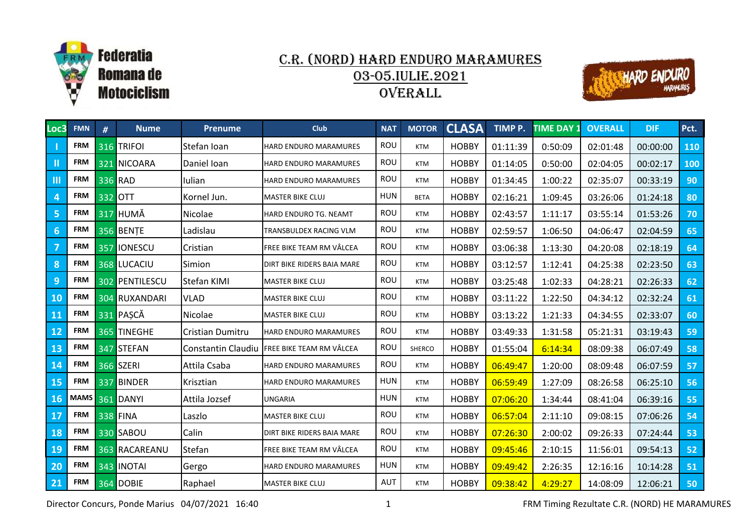Federatia Romana de Motociclism

# C.R. (NORD) HARD ENDURO MARAMURES

## 03-05.IULIE.2021

## OVERALL

| Loc3 | FMN | # | Nume | Prenume | Club | NAT | MOTOR | CLASA | TIMP P. | TIME DAY 1 | OVERALL | DIF | Pct. |
|---|---|---|---|---|---|---|---|---|---|---|---|---|---|
| I | FRM | 316 | TRIFOI | Stefan Ioan | HARD ENDURO MARAMURES | ROU | KTM | HOBBY | 01:11:39 | 0:50:09 | 02:01:48 | 00:00:00 | 110 |
| II | FRM | 321 | NICOARA | Daniel Ioan | HARD ENDURO MARAMURES | ROU | KTM | HOBBY | 01:14:05 | 0:50:00 | 02:04:05 | 00:02:17 | 100 |
| III | FRM | 336 | RAD | Iulian | HARD ENDURO MARAMURES | ROU | KTM | HOBBY | 01:34:45 | 1:00:22 | 02:35:07 | 00:33:19 | 90 |
| 4 | FRM | 332 | OTT | Kornel Jun. | MASTER BIKE CLUJ | HUN | BETA | HOBBY | 02:16:21 | 1:09:45 | 03:26:06 | 01:24:18 | 80 |
| 5 | FRM | 317 | HUMĂ | Nicolae | HARD ENDURO TG. NEAMT | ROU | KTM | HOBBY | 02:43:57 | 1:11:17 | 03:55:14 | 01:53:26 | 70 |
| 6 | FRM | 356 | BENȚE | Ladislau | TRANSBULDEX RACING VLM | ROU | KTM | HOBBY | 02:59:57 | 1:06:50 | 04:06:47 | 02:04:59 | 65 |
| 7 | FRM | 357 | IONESCU | Cristian | FREE BIKE TEAM RM VÂLCEA | ROU | KTM | HOBBY | 03:06:38 | 1:13:30 | 04:20:08 | 02:18:19 | 64 |
| 8 | FRM | 368 | LUCACIU | Simion | DIRT BIKE RIDERS BAIA MARE | ROU | KTM | HOBBY | 03:12:57 | 1:12:41 | 04:25:38 | 02:23:50 | 63 |
| 9 | FRM | 302 | PENTILESCU | Stefan KIMI | MASTER BIKE CLUJ | ROU | KTM | HOBBY | 03:25:48 | 1:02:33 | 04:28:21 | 02:26:33 | 62 |
| 10 | FRM | 304 | RUXANDARI | VLAD | MASTER BIKE CLUJ | ROU | KTM | HOBBY | 03:11:22 | 1:22:50 | 04:34:12 | 02:32:24 | 61 |
| 11 | FRM | 331 | PAȘCĂ | Nicolae | MASTER BIKE CLUJ | ROU | KTM | HOBBY | 03:13:22 | 1:21:33 | 04:34:55 | 02:33:07 | 60 |
| 12 | FRM | 365 | TINEGHE | Cristian Dumitru | HARD ENDURO MARAMURES | ROU | KTM | HOBBY | 03:49:33 | 1:31:58 | 05:21:31 | 03:19:43 | 59 |
| 13 | FRM | 347 | STEFAN | Constantin Claudiu | FREE BIKE TEAM RM VÂLCEA | ROU | SHERCO | HOBBY | 01:55:04 | 6:14:34 | 08:09:38 | 06:07:49 | 58 |
| 14 | FRM | 366 | SZERI | Attila Csaba | HARD ENDURO MARAMURES | ROU | KTM | HOBBY | 06:49:47 | 1:20:00 | 08:09:48 | 06:07:59 | 57 |
| 15 | FRM | 337 | BINDER | Krisztian | HARD ENDURO MARAMURES | HUN | KTM | HOBBY | 06:59:49 | 1:27:09 | 08:26:58 | 06:25:10 | 56 |
| 16 | MAMS | 361 | DANYI | Attila Jozsef | UNGARIA | HUN | KTM | HOBBY | 07:06:20 | 1:34:44 | 08:41:04 | 06:39:16 | 55 |
| 17 | FRM | 338 | FINA | Laszlo | MASTER BIKE CLUJ | ROU | KTM | HOBBY | 06:57:04 | 2:11:10 | 09:08:15 | 07:06:26 | 54 |
| 18 | FRM | 330 | SABOU | Calin | DIRT BIKE RIDERS BAIA MARE | ROU | KTM | HOBBY | 07:26:30 | 2:00:02 | 09:26:33 | 07:24:44 | 53 |
| 19 | FRM | 363 | RACAREANU | Stefan | FREE BIKE TEAM RM VÂLCEA | ROU | KTM | HOBBY | 09:45:46 | 2:10:15 | 11:56:01 | 09:54:13 | 52 |
| 20 | FRM | 343 | INOTAI | Gergo | HARD ENDURO MARAMURES | HUN | KTM | HOBBY | 09:49:42 | 2:26:35 | 12:16:16 | 10:14:28 | 51 |
| 21 | FRM | 364 | DOBIE | Raphael | MASTER BIKE CLUJ | AUT | KTM | HOBBY | 09:38:42 | 4:29:27 | 14:08:09 | 12:06:21 | 50 |

Director Concurs, Ponde Marius 04/07/2021 16:40

FRM Timing Rezultate C.R. (NORD) HE MARAMURES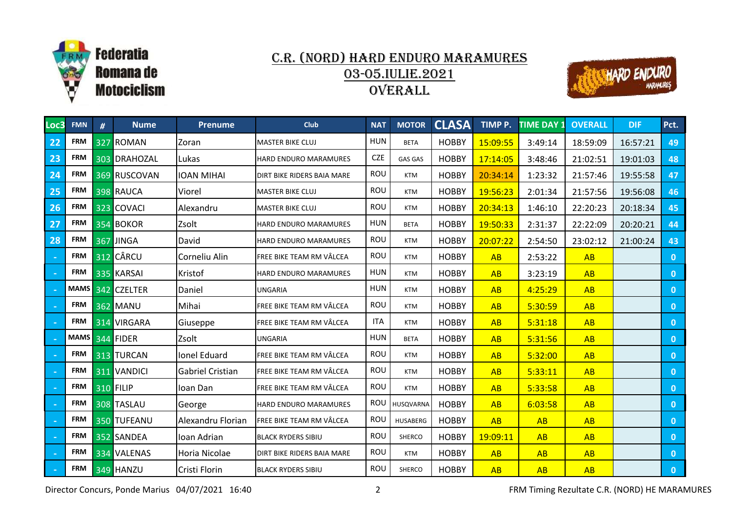Federatia Romana de Motociclism

# C.R. (NORD) HARD ENDURO MARAMURES
## 03-05.IULIE.2021
## OVERALL

| Loc3 | FMN | # | Nume | Prenume | Club | NAT | MOTOR | CLASA | TIMP P. | TIME DAY 1 | OVERALL | DIF | Pct. |
|---|---|---|---|---|---|---|---|---|---|---|---|---|---|
| 22 | FRM | 327 | ROMAN | Zoran | MASTER BIKE CLUJ | HUN | BETA | HOBBY | 15:09:55 | 3:49:14 | 18:59:09 | 16:57:21 | 49 |
| 23 | FRM | 303 | DRAHOZAL | Lukas | HARD ENDURO MARAMURES | CZE | GAS GAS | HOBBY | 17:14:05 | 3:48:46 | 21:02:51 | 19:01:03 | 48 |
| 24 | FRM | 369 | RUSCOVAN | IOAN MIHAI | DIRT BIKE RIDERS BAIA MARE | ROU | KTM | HOBBY | 20:34:14 | 1:23:32 | 21:57:46 | 19:55:58 | 47 |
| 25 | FRM | 398 | RAUCA | Viorel | MASTER BIKE CLUJ | ROU | KTM | HOBBY | 19:56:23 | 2:01:34 | 21:57:56 | 19:56:08 | 46 |
| 26 | FRM | 323 | COVACI | Alexandru | MASTER BIKE CLUJ | ROU | KTM | HOBBY | 20:34:13 | 1:46:10 | 22:20:23 | 20:18:34 | 45 |
| 27 | FRM | 354 | BOKOR | Zsolt | HARD ENDURO MARAMURES | HUN | BETA | HOBBY | 19:50:33 | 2:31:37 | 22:22:09 | 20:20:21 | 44 |
| 28 | FRM | 367 | JINGA | David | HARD ENDURO MARAMURES | ROU | KTM | HOBBY | 20:07:22 | 2:54:50 | 23:02:12 | 21:00:24 | 43 |
| - | FRM | 312 | CÂRCU | Corneliu Alin | FREE BIKE TEAM RM VÂLCEA | ROU | KTM | HOBBY | AB | 2:53:22 | AB | | 0 |
| - | FRM | 335 | KARSAI | Kristof | HARD ENDURO MARAMURES | HUN | KTM | HOBBY | AB | 3:23:19 | AB | | 0 |
| - | MAMS | 342 | CZELTER | Daniel | UNGARIA | HUN | KTM | HOBBY | AB | 4:25:29 | AB | | 0 |
| - | FRM | 362 | MANU | Mihai | FREE BIKE TEAM RM VÂLCEA | ROU | KTM | HOBBY | AB | 5:30:59 | AB | | 0 |
| - | FRM | 314 | VIRGARA | Giuseppe | FREE BIKE TEAM RM VÂLCEA | ITA | KTM | HOBBY | AB | 5:31:18 | AB | | 0 |
| - | MAMS | 344 | FIDER | Zsolt | UNGARIA | HUN | BETA | HOBBY | AB | 5:31:56 | AB | | 0 |
| - | FRM | 313 | TURCAN | Ionel Eduard | FREE BIKE TEAM RM VÂLCEA | ROU | KTM | HOBBY | AB | 5:32:00 | AB | | 0 |
| - | FRM | 311 | VANDICI | Gabriel Cristian | FREE BIKE TEAM RM VÂLCEA | ROU | KTM | HOBBY | AB | 5:33:11 | AB | | 0 |
| - | FRM | 310 | FILIP | Ioan Dan | FREE BIKE TEAM RM VÂLCEA | ROU | KTM | HOBBY | AB | 5:33:58 | AB | | 0 |
| - | FRM | 308 | TASLAU | George | HARD ENDURO MARAMURES | ROU | HUSQVARNA | HOBBY | AB | 6:03:58 | AB | | 0 |
| - | FRM | 350 | TUFEANU | Alexandru Florian | FREE BIKE TEAM RM VÂLCEA | ROU | HUSABERG | HOBBY | AB | AB | AB | | 0 |
| - | FRM | 352 | SANDEA | Ioan Adrian | BLACK RYDERS SIBIU | ROU | SHERCO | HOBBY | 19:09:11 | AB | AB | | 0 |
| - | FRM | 334 | VALENAS | Horia Nicolae | DIRT BIKE RIDERS BAIA MARE | ROU | KTM | HOBBY | AB | AB | AB | | 0 |
| - | FRM | 349 | HANZU | Cristi Florin | BLACK RYDERS SIBIU | ROU | SHERCO | HOBBY | AB | AB | AB | | 0 |

Director Concurs, Ponde Marius 04/07/2021 16:40

FRM Timing Rezultate C.R. (NORD) HE MARAMURES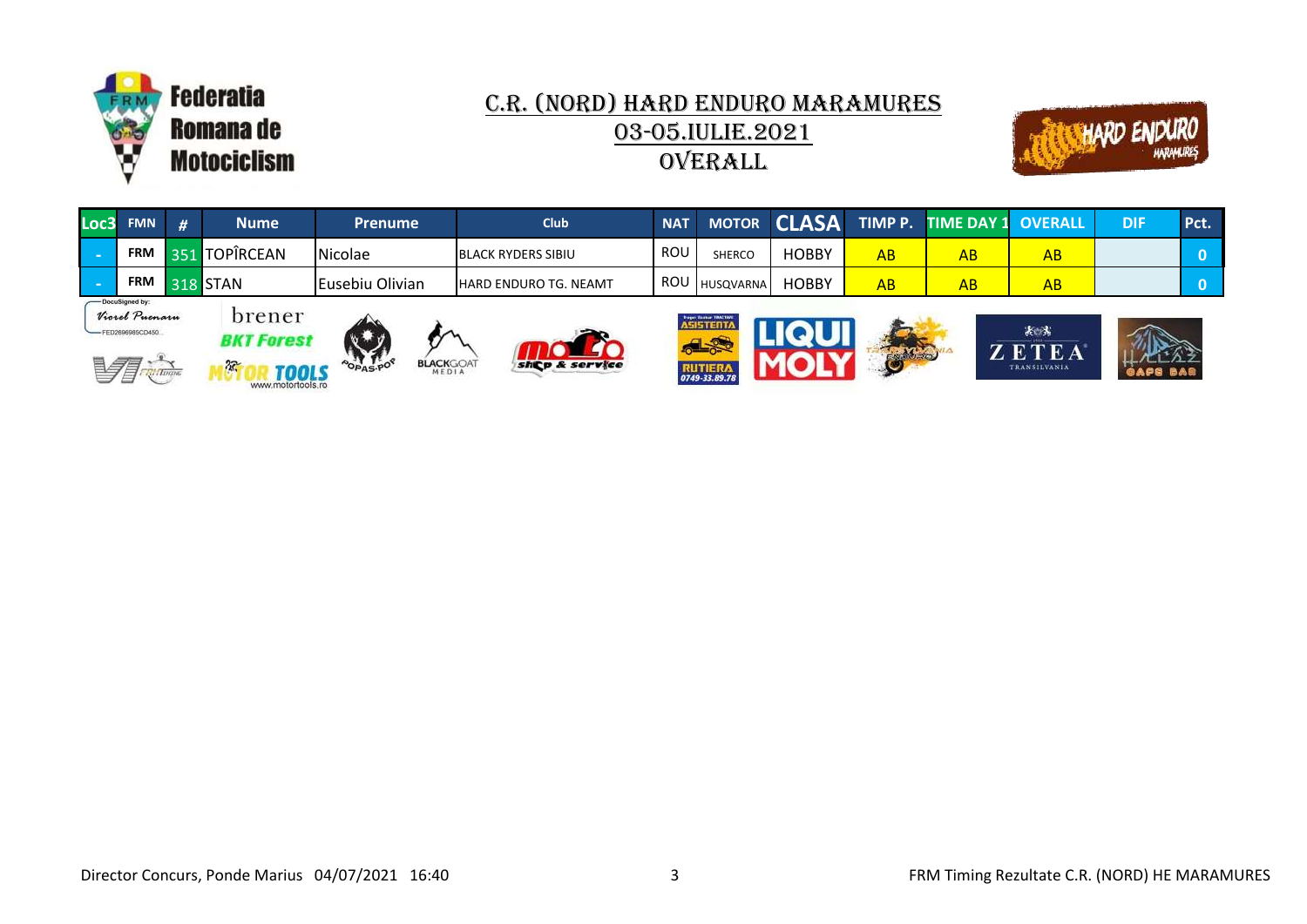# C.R. (NORD) HARD ENDURO MARAMURES

## 03-05.IULIE.2021

## OVERALL

| Loc3 | FMN | # | Nume | Prenume | Club | NAT | MOTOR | CLASA | TIMP P. | TIME DAY 1 | OVERALL | DIF | Pct. |
|---|---|---|---|---|---|---|---|---|---|---|---|---|---|
| - | FRM | 351 | TOPÎRCEAN | Nicolae | BLACK RYDERS SIBIU | ROU | SHERCO | HOBBY | AB | AB | AB | | 0 |
| - | FRM | 318 | STAN | Eusebiu Olivian | HARD ENDURO TG. NEAMT | ROU | HUSQVARNA | HOBBY | AB | AB | AB | | 0 |

DocuSigned by:
Viorel Pucnaru
FED2696985CD450...

Director Concurs, Ponde Marius 04/07/2021 16:40

FRM Timing Rezultate C.R. (NORD) HE MARAMURES